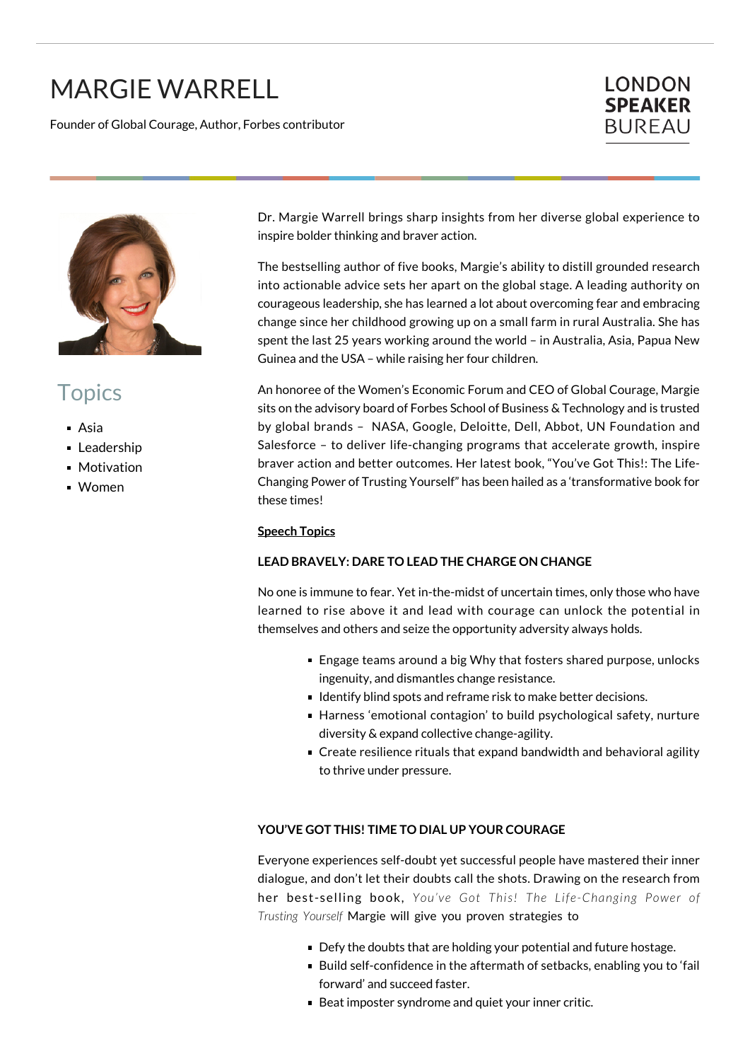# MARGIE WARRELL

Founder of Global Courage, Author, Forbes contributor

LONDON **SPEAKER** BUREAU

## Topics

- Asia
- Leadership
- Motivation
- Women

Dr. Margie Warrell brings sharp insights from her diverse global experience to inspire bolder thinking and braver action.

The bestselling author of five books, Margie's ability to distill grounded research into actionable advice sets her apart on the global stage. A leading authority on courageous leadership, she has learned a lot about overcoming fear and embracing change since her childhood growing up on a small farm in rural Australia. She has spent the last 25 years working around the world – in Australia, Asia, Papua New Guinea and the USA – while raising her four children.

An honoree of the Women's Economic Forum and CEO of Global Courage, Margie sits on the advisory board of Forbes School of Business & Technology and is trusted by global brands – NASA, Google, Deloitte, Dell, Abbot, UN Foundation and Salesforce – to deliver life-changing programs that accelerate growth, inspire braver action and better outcomes. Her latest book, "You've Got This!: The Life-Changing Power of Trusting Yourself" has been hailed as a 'transformative book for these times!

**Speech Topics**

**LEAD BRAVELY: DARE TO LEAD THE CHARGE ON CHANGE**

No one is immune to fear. Yet in-the-midst of uncertain times, only those who have learned to rise above it and lead with courage can unlock the potential in themselves and others and seize the opportunity adversity always holds.

- Engage teams around a big Why that fosters shared purpose, unlocks ingenuity, and dismantles change resistance.
- Identify blind spots and reframe risk to make better decisions.
- Harness 'emotional contagion' to build psychological safety, nurture diversity & expand collective change-agility.
- Create resilience rituals that expand bandwidth and behavioral agility to thrive under pressure.

**YOU'VE GOT THIS! TIME TO DIAL UP YOUR COURAGE**

Everyone experiences self-doubt yet successful people have mastered their inner dialogue, and don't let their doubts call the shots. Drawing on the research from her best-selling book, *You've Got This! The Life-Changing Power of Trusting Yourself* Margie will give you proven strategies to

- Defy the doubts that are holding your potential and future hostage.
- Build self-confidence in the aftermath of setbacks, enabling you to 'fail forward' and succeed faster.
- Beat imposter syndrome and quiet your inner critic.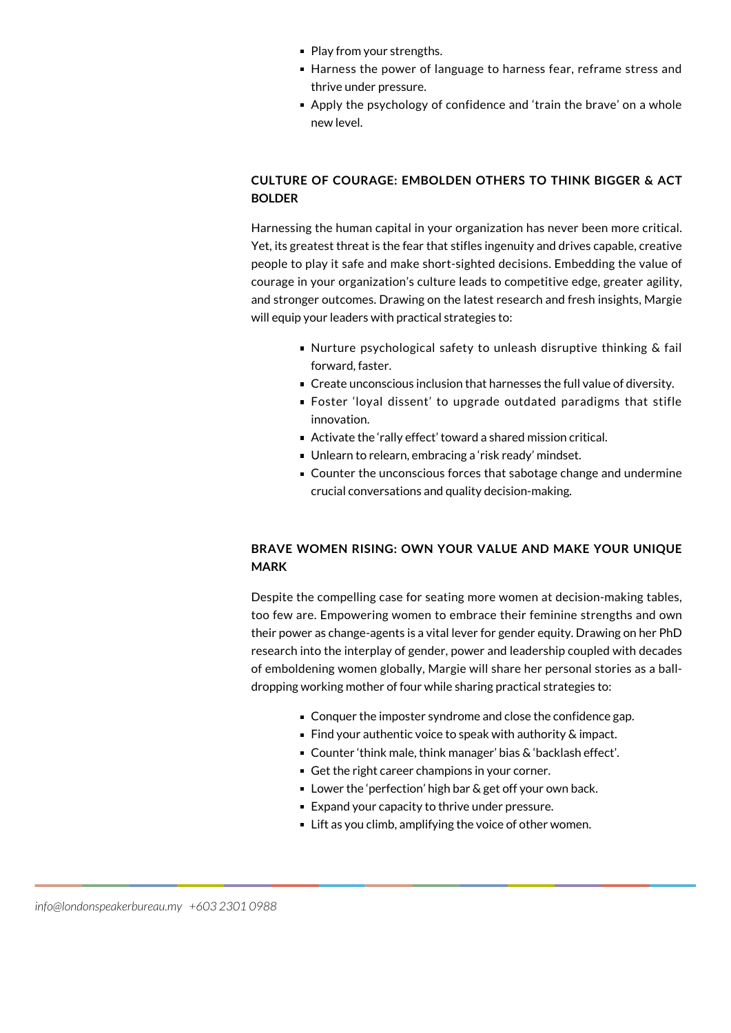- Play from your strengths.
- Harness the power of language to harness fear, reframe stress and thrive under pressure.
- Apply the psychology of confidence and 'train the brave' on a whole new level.

### CULTURE OF COURAGE: EMBOLDEN OTHERS TO THINK BIGGER & ACT BOLDER

Harnessing the human capital in your organization has never been more critical. Yet, its greatest threat is the fear that stifles ingenuity and drives capable, creative people to play it safe and make short-sighted decisions. Embedding the value of courage in your organization's culture leads to competitive edge, greater agility, and stronger outcomes. Drawing on the latest research and fresh insights, Margie will equip your leaders with practical strategies to:

- Nurture psychological safety to unleash disruptive thinking & fail forward, faster.
- Create unconscious inclusion that harnesses the full value of diversity.
- Foster 'loyal dissent' to upgrade outdated paradigms that stifle innovation.
- Activate the 'rally effect' toward a shared mission critical.
- Unlearn to relearn, embracing a 'risk ready' mindset.
- Counter the unconscious forces that sabotage change and undermine crucial conversations and quality decision-making.

### BRAVE WOMEN RISING: OWN YOUR VALUE AND MAKE YOUR UNIQUE MARK

Despite the compelling case for seating more women at decision-making tables, too few are. Empowering women to embrace their feminine strengths and own their power as change-agents is a vital lever for gender equity. Drawing on her PhD research into the interplay of gender, power and leadership coupled with decades of emboldening women globally, Margie will share her personal stories as a ball-dropping working mother of four while sharing practical strategies to:

- Conquer the imposter syndrome and close the confidence gap.
- Find your authentic voice to speak with authority & impact.
- Counter 'think male, think manager' bias & 'backlash effect'.
- Get the right career champions in your corner.
- Lower the 'perfection' high bar & get off your own back.
- Expand your capacity to thrive under pressure.
- Lift as you climb, amplifying the voice of other women.